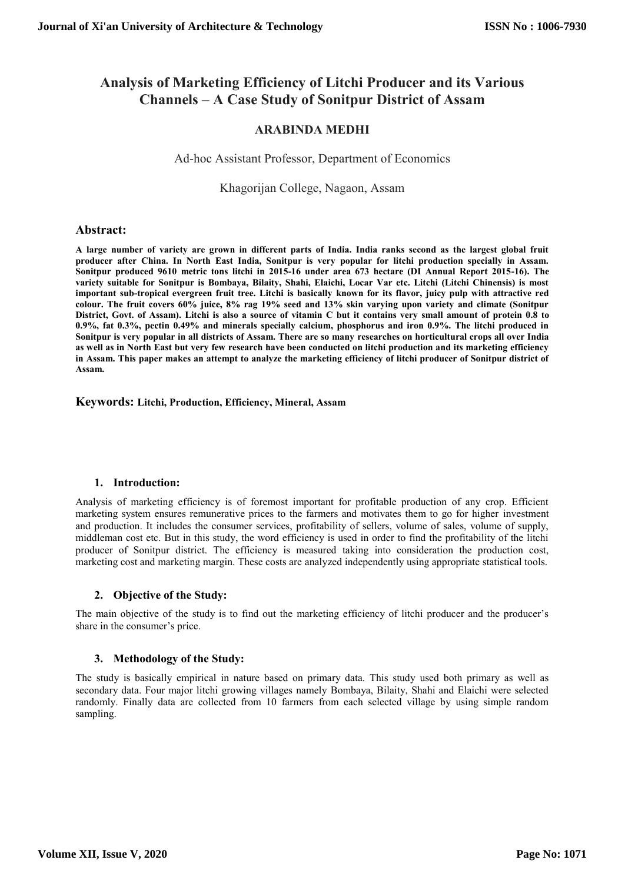# Analysis of Marketing Efficiency of Litchi Producer and its Various Channels – A Case Study of Sonitpur District of Assam

**ARABINDA MEDHI**

Ad-hoc Assistant Professor, Department of Economics

Khagorijan College, Nagaon, Assam

## Abstract:

**A large number of variety are grown in different parts of India. India ranks second as the largest global fruit producer after China. In North East India, Sonitpur is very popular for litchi production specially in Assam. Sonitpur produced 9610 metric tons litchi in 2015-16 under area 673 hectare (DI Annual Report 2015-16). The variety suitable for Sonitpur is Bombaya, Bilaity, Shahi, Elaichi, Locar Var etc. Litchi (Litchi Chinensis) is most important sub-tropical evergreen fruit tree. Litchi is basically known for its flavor, juicy pulp with attractive red colour. The fruit covers 60% juice, 8% rag 19% seed and 13% skin varying upon variety and climate (Sonitpur District, Govt. of Assam). Litchi is also a source of vitamin C but it contains very small amount of protein 0.8 to 0.9%, fat 0.3%, pectin 0.49% and minerals specially calcium, phosphorus and iron 0.9%. The litchi produced in Sonitpur is very popular in all districts of Assam. There are so many researches on horticultural crops all over India as well as in North East but very few research have been conducted on litchi production and its marketing efficiency in Assam. This paper makes an attempt to analyze the marketing efficiency of litchi producer of Sonitpur district of Assam.**

**Keywords: Litchi, Production, Efficiency, Mineral, Assam**

## 1. Introduction:

Analysis of marketing efficiency is of foremost important for profitable production of any crop. Efficient marketing system ensures remunerative prices to the farmers and motivates them to go for higher investment and production. It includes the consumer services, profitability of sellers, volume of sales, volume of supply, middleman cost etc. But in this study, the word efficiency is used in order to find the profitability of the litchi producer of Sonitpur district. The efficiency is measured taking into consideration the production cost, marketing cost and marketing margin. These costs are analyzed independently using appropriate statistical tools.

## 2. Objective of the Study:

The main objective of the study is to find out the marketing efficiency of litchi producer and the producer's share in the consumer's price.

## 3. Methodology of the Study:

The study is basically empirical in nature based on primary data. This study used both primary as well as secondary data. Four major litchi growing villages namely Bombaya, Bilaity, Shahi and Elaichi were selected randomly. Finally data are collected from 10 farmers from each selected village by using simple random sampling.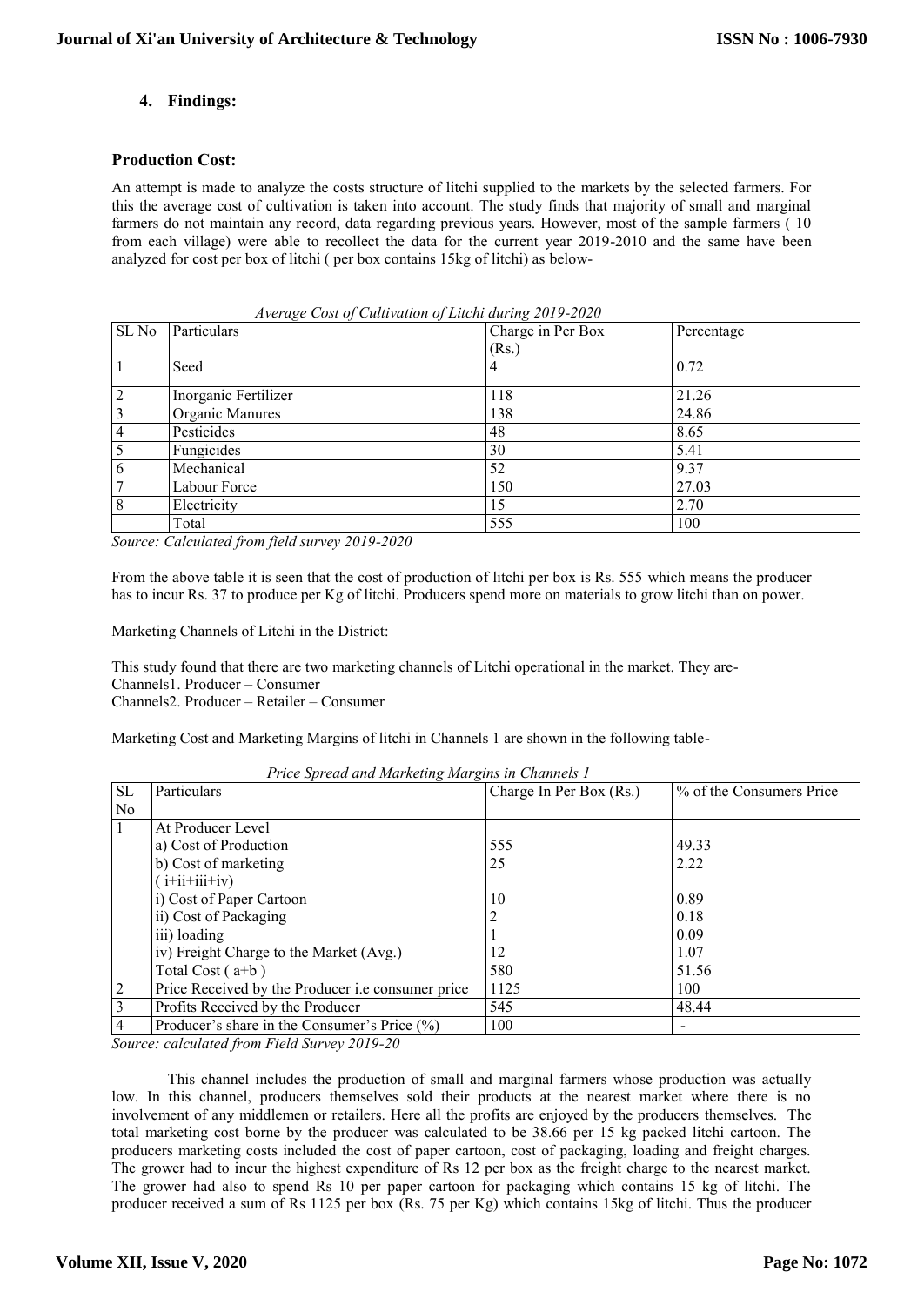## 4. Findings:

### Production Cost:

An attempt is made to analyze the costs structure of litchi supplied to the markets by the selected farmers. For this the average cost of cultivation is taken into account. The study finds that majority of small and marginal farmers do not maintain any record, data regarding previous years. However, most of the sample farmers ( 10 from each village) were able to recollect the data for the current year 2019-2010 and the same have been analyzed for cost per box of litchi ( per box contains 15kg of litchi) as below-

*Average Cost of Cultivation of Litchi during 2019-2020*

| SL No | Particulars | Charge in Per Box (Rs.) | Percentage |
|---|---|---|---|
| 1 | Seed | 4 | 0.72 |
| 2 | Inorganic Fertilizer | 118 | 21.26 |
| 3 | Organic Manures | 138 | 24.86 |
| 4 | Pesticides | 48 | 8.65 |
| 5 | Fungicides | 30 | 5.41 |
| 6 | Mechanical | 52 | 9.37 |
| 7 | Labour Force | 150 | 27.03 |
| 8 | Electricity | 15 | 2.70 |
| | Total | 555 | 100 |

*Source: Calculated from field survey 2019-2020*

From the above table it is seen that the cost of production of litchi per box is Rs. 555 which means the producer has to incur Rs. 37 to produce per Kg of litchi. Producers spend more on materials to grow litchi than on power.

Marketing Channels of Litchi in the District:

This study found that there are two marketing channels of Litchi operational in the market. They are-
Channels1. Producer – Consumer
Channels2. Producer – Retailer – Consumer

Marketing Cost and Marketing Margins of litchi in Channels 1 are shown in the following table-

*Price Spread and Marketing Margins in Channels 1*

| SL No | Particulars | Charge In Per Box (Rs.) | % of the Consumers Price |
|---|---|---|---|
| 1 | At Producer Level | | |
| | a) Cost of Production | 555 | 49.33 |
| | b) Cost of marketing ( i+ii+iii+iv) | 25 | 2.22 |
| | i) Cost of Paper Cartoon | 10 | 0.89 |
| | ii) Cost of Packaging | 2 | 0.18 |
| | iii) loading | 1 | 0.09 |
| | iv) Freight Charge to the Market (Avg.) | 12 | 1.07 |
| | Total Cost ( a+b ) | 580 | 51.56 |
| 2 | Price Received by the Producer i.e consumer price | 1125 | 100 |
| 3 | Profits Received by the Producer | 545 | 48.44 |
| 4 | Producer's share in the Consumer's Price (%) | 100 | - |

*Source: calculated from Field Survey 2019-20*

This channel includes the production of small and marginal farmers whose production was actually low. In this channel, producers themselves sold their products at the nearest market where there is no involvement of any middlemen or retailers. Here all the profits are enjoyed by the producers themselves. The total marketing cost borne by the producer was calculated to be 38.66 per 15 kg packed litchi cartoon. The producers marketing costs included the cost of paper cartoon, cost of packaging, loading and freight charges. The grower had to incur the highest expenditure of Rs 12 per box as the freight charge to the nearest market. The grower had also to spend Rs 10 per paper cartoon for packaging which contains 15 kg of litchi. The producer received a sum of Rs 1125 per box (Rs. 75 per Kg) which contains 15kg of litchi. Thus the producer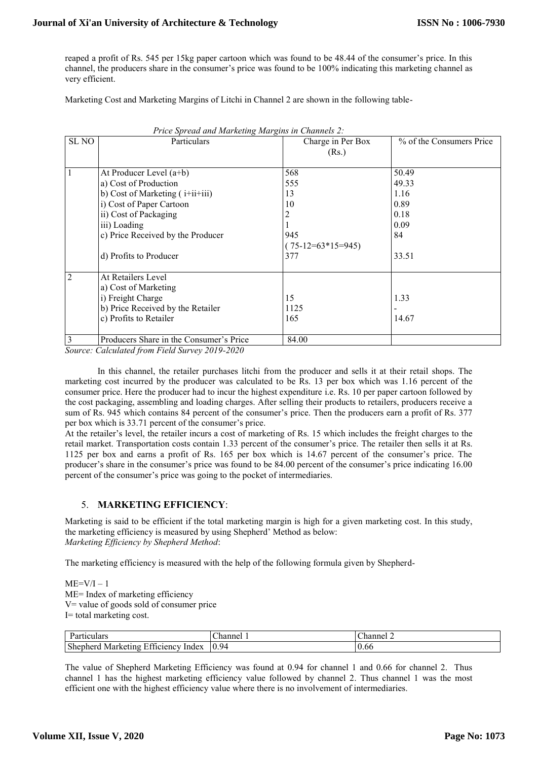reaped a profit of Rs. 545 per 15kg paper cartoon which was found to be 48.44 of the consumer's price. In this channel, the producers share in the consumer's price was found to be 100% indicating this marketing channel as very efficient.

Marketing Cost and Marketing Margins of Litchi in Channel 2 are shown in the following table-

*Price Spread and Marketing Margins in Channels 2:*

| SL NO | Particulars | Charge in Per Box (Rs.) | % of the Consumers Price |
|---|---|---|---|
| 1 | At Producer Level (a+b) | 568 | 50.49 |
| | a) Cost of Production | 555 | 49.33 |
| | b) Cost of Marketing ( i+ii+iii) | 13 | 1.16 |
| | i) Cost of Paper Cartoon | 10 | 0.89 |
| | ii) Cost of Packaging | 2 | 0.18 |
| | iii) Loading | 1 | 0.09 |
| | c) Price Received by the Producer | 945 ( 75-12=63*15=945) | 84 |
| | d) Profits to Producer | 377 | 33.51 |
| 2 | At Retailers Level | | |
| | a) Cost of Marketing | | |
| | i) Freight Charge | 15 | 1.33 |
| | b) Price Received by the Retailer | 1125 | - |
| | c) Profits to Retailer | 165 | 14.67 |
| 3 | Producers Share in the Consumer's Price | 84.00 | |

*Source: Calculated from Field Survey 2019-2020*

In this channel, the retailer purchases litchi from the producer and sells it at their retail shops. The marketing cost incurred by the producer was calculated to be Rs. 13 per box which was 1.16 percent of the consumer price. Here the producer had to incur the highest expenditure i.e. Rs. 10 per paper cartoon followed by the cost packaging, assembling and loading charges. After selling their products to retailers, producers receive a sum of Rs. 945 which contains 84 percent of the consumer's price. Then the producers earn a profit of Rs. 377 per box which is 33.71 percent of the consumer's price.

At the retailer's level, the retailer incurs a cost of marketing of Rs. 15 which includes the freight charges to the retail market. Transportation costs contain 1.33 percent of the consumer's price. The retailer then sells it at Rs. 1125 per box and earns a profit of Rs. 165 per box which is 14.67 percent of the consumer's price. The producer's share in the consumer's price was found to be 84.00 percent of the consumer's price indicating 16.00 percent of the consumer's price was going to the pocket of intermediaries.

## 5. **MARKETING EFFICIENCY**:

Marketing is said to be efficient if the total marketing margin is high for a given marketing cost. In this study, the marketing efficiency is measured by using Shepherd' Method as below:

*Marketing Efficiency by Shepherd Method*:

The marketing efficiency is measured with the help of the following formula given by Shepherd-

$ME=V/I-1$

ME= Index of marketing efficiency

V= value of goods sold of consumer price

I= total marketing cost.

| Particulars | Channel 1 | Channel 2 |
|---|---|---|
| Shepherd Marketing Efficiency Index | 0.94 | 0.66 |

The value of Shepherd Marketing Efficiency was found at 0.94 for channel 1 and 0.66 for channel 2. Thus channel 1 has the highest marketing efficiency value followed by channel 2. Thus channel 1 was the most efficient one with the highest efficiency value where there is no involvement of intermediaries.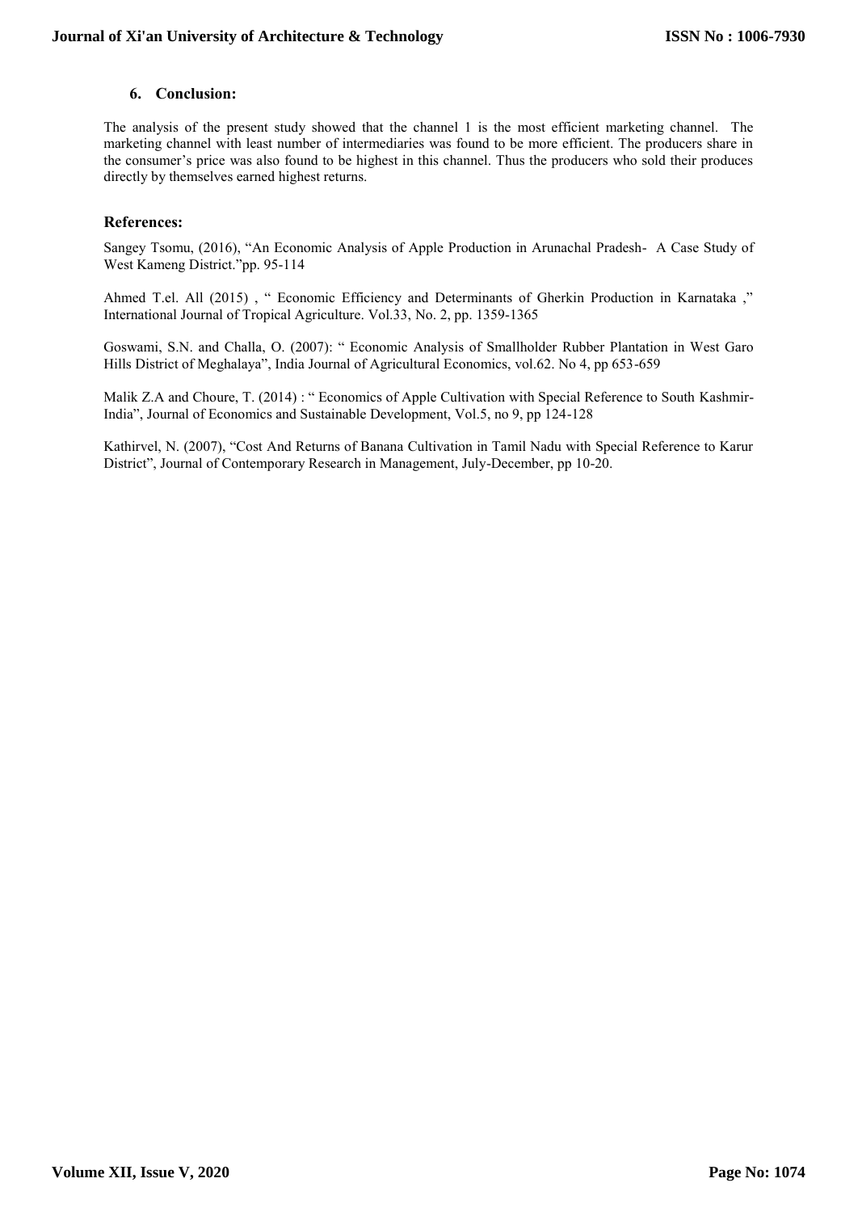## 6. Conclusion:

The analysis of the present study showed that the channel 1 is the most efficient marketing channel. The marketing channel with least number of intermediaries was found to be more efficient. The producers share in the consumer's price was also found to be highest in this channel. Thus the producers who sold their produces directly by themselves earned highest returns.

## References:

Sangey Tsomu, (2016), "An Economic Analysis of Apple Production in Arunachal Pradesh- A Case Study of West Kameng District."pp. 95-114

Ahmed T.el. All (2015) , " Economic Efficiency and Determinants of Gherkin Production in Karnataka ," International Journal of Tropical Agriculture. Vol.33, No. 2, pp. 1359-1365

Goswami, S.N. and Challa, O. (2007): " Economic Analysis of Smallholder Rubber Plantation in West Garo Hills District of Meghalaya", India Journal of Agricultural Economics, vol.62. No 4, pp 653-659

Malik Z.A and Choure, T. (2014) : " Economics of Apple Cultivation with Special Reference to South Kashmir-India", Journal of Economics and Sustainable Development, Vol.5, no 9, pp 124-128

Kathirvel, N. (2007), "Cost And Returns of Banana Cultivation in Tamil Nadu with Special Reference to Karur District", Journal of Contemporary Research in Management, July-December, pp 10-20.